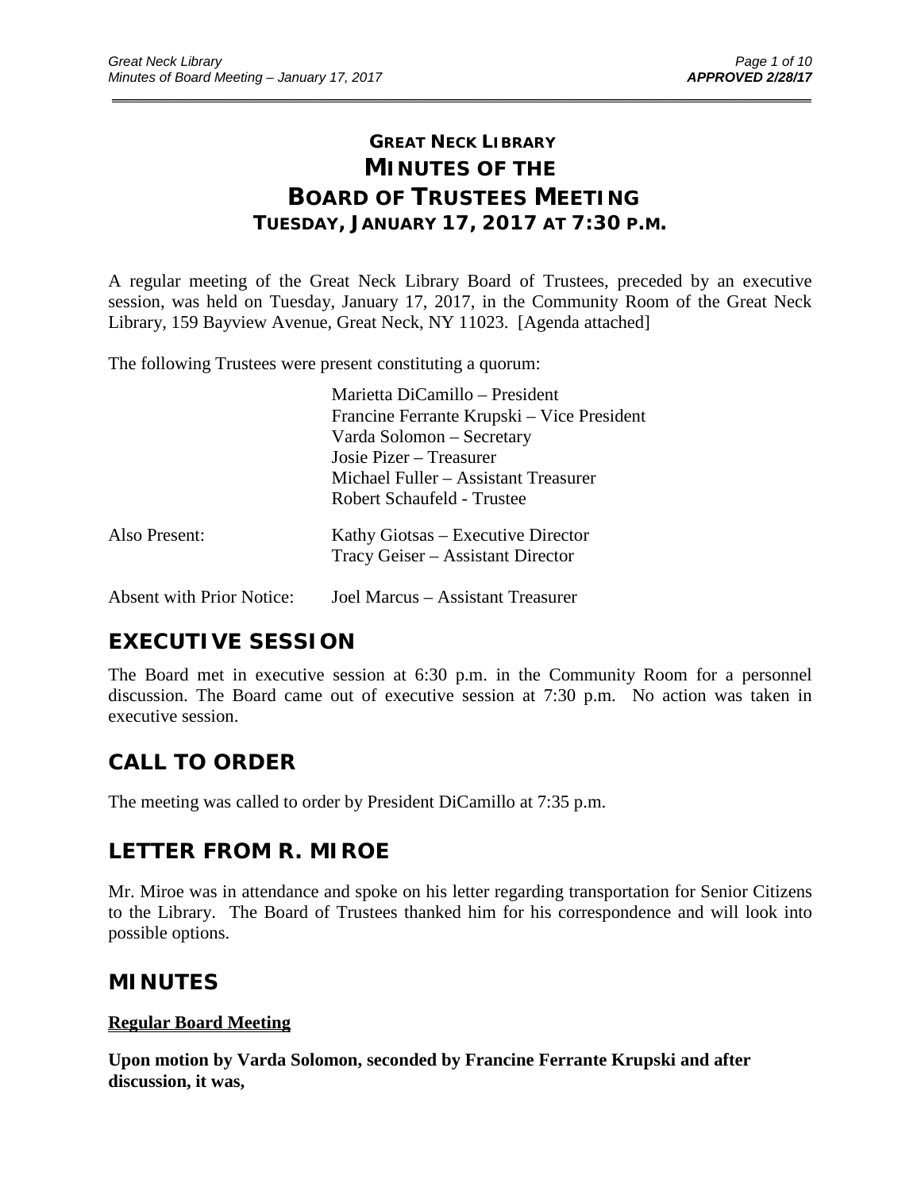# GREAT NECK LIBRARY MINUTES OF THE BOARD OF TRUSTEES MEETING TUESDAY, JANUARY 17, 2017 AT 7:30 P.M.

A regular meeting of the Great Neck Library Board of Trustees, preceded by an executive session, was held on Tuesday, January 17, 2017, in the Community Room of the Great Neck Library, 159 Bayview Avenue, Great Neck, NY 11023. [Agenda attached]

The following Trustees were present constituting a quorum:

Marietta DiCamillo – President
Francine Ferrante Krupski – Vice President
Varda Solomon – Secretary
Josie Pizer – Treasurer
Michael Fuller – Assistant Treasurer
Robert Schaufeld - Trustee

Also Present:
Kathy Giotsas – Executive Director
Tracy Geiser – Assistant Director

Absent with Prior Notice:
Joel Marcus – Assistant Treasurer

## EXECUTIVE SESSION

The Board met in executive session at 6:30 p.m. in the Community Room for a personnel discussion. The Board came out of executive session at 7:30 p.m. No action was taken in executive session.

## CALL TO ORDER

The meeting was called to order by President DiCamillo at 7:35 p.m.

## LETTER FROM R. MIROE

Mr. Miroe was in attendance and spoke on his letter regarding transportation for Senior Citizens to the Library. The Board of Trustees thanked him for his correspondence and will look into possible options.

## MINUTES

**Regular Board Meeting**

**Upon motion by Varda Solomon, seconded by Francine Ferrante Krupski and after discussion, it was,**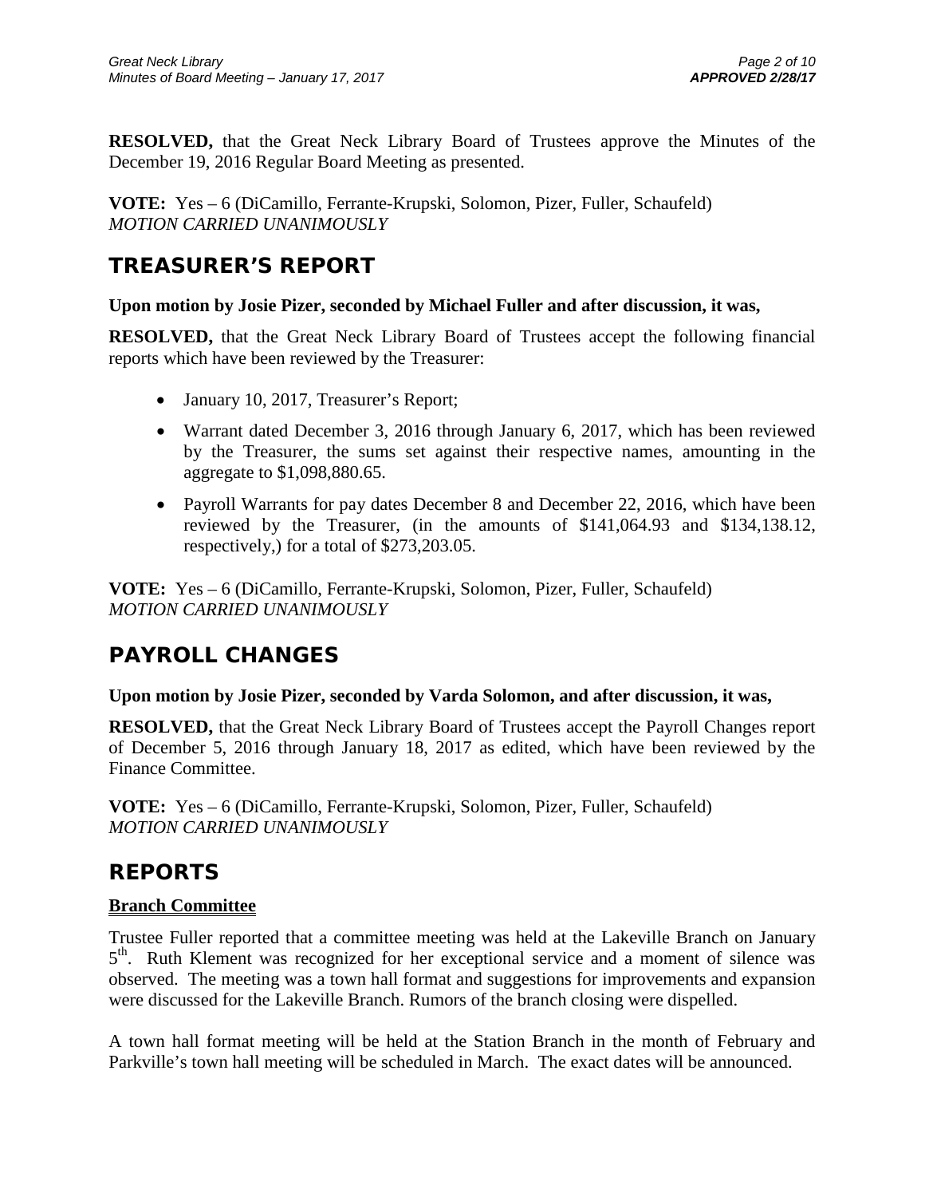**RESOLVED,** that the Great Neck Library Board of Trustees approve the Minutes of the December 19, 2016 Regular Board Meeting as presented.

**VOTE:** Yes – 6 (DiCamillo, Ferrante-Krupski, Solomon, Pizer, Fuller, Schaufeld)
*MOTION CARRIED UNANIMOUSLY*

## TREASURER'S REPORT

**Upon motion by Josie Pizer, seconded by Michael Fuller and after discussion, it was,**

**RESOLVED,** that the Great Neck Library Board of Trustees accept the following financial reports which have been reviewed by the Treasurer:

- January 10, 2017, Treasurer's Report;
- Warrant dated December 3, 2016 through January 6, 2017, which has been reviewed by the Treasurer, the sums set against their respective names, amounting in the aggregate to $1,098,880.65.
- Payroll Warrants for pay dates December 8 and December 22, 2016, which have been reviewed by the Treasurer, (in the amounts of $141,064.93 and $134,138.12, respectively,) for a total of $273,203.05.

**VOTE:** Yes – 6 (DiCamillo, Ferrante-Krupski, Solomon, Pizer, Fuller, Schaufeld)
*MOTION CARRIED UNANIMOUSLY*

## PAYROLL CHANGES

**Upon motion by Josie Pizer, seconded by Varda Solomon, and after discussion, it was,**

**RESOLVED,** that the Great Neck Library Board of Trustees accept the Payroll Changes report of December 5, 2016 through January 18, 2017 as edited, which have been reviewed by the Finance Committee.

**VOTE:** Yes – 6 (DiCamillo, Ferrante-Krupski, Solomon, Pizer, Fuller, Schaufeld)
*MOTION CARRIED UNANIMOUSLY*

## REPORTS

**Branch Committee**

Trustee Fuller reported that a committee meeting was held at the Lakeville Branch on January 5th. Ruth Klement was recognized for her exceptional service and a moment of silence was observed. The meeting was a town hall format and suggestions for improvements and expansion were discussed for the Lakeville Branch. Rumors of the branch closing were dispelled.

A town hall format meeting will be held at the Station Branch in the month of February and Parkville's town hall meeting will be scheduled in March. The exact dates will be announced.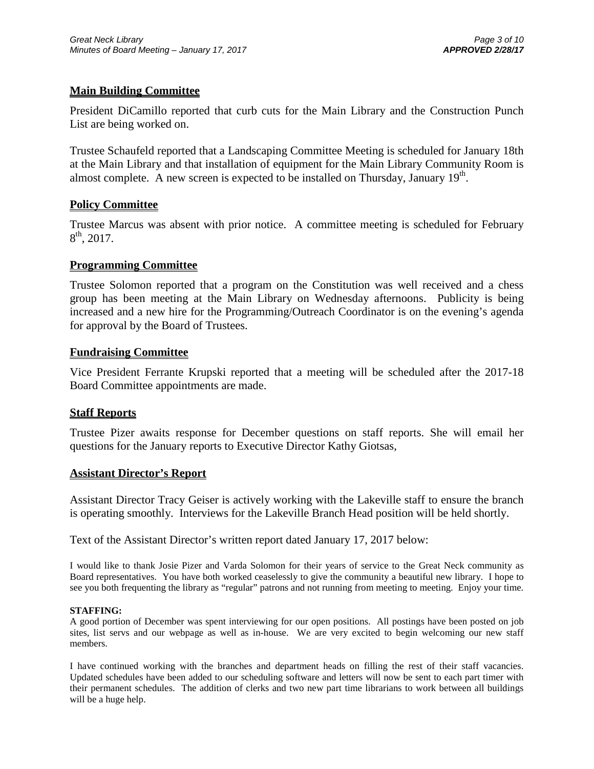## Main Building Committee

President DiCamillo reported that curb cuts for the Main Library and the Construction Punch List are being worked on.

Trustee Schaufeld reported that a Landscaping Committee Meeting is scheduled for January 18th at the Main Library and that installation of equipment for the Main Library Community Room is almost complete. A new screen is expected to be installed on Thursday, January 19th.

## Policy Committee

Trustee Marcus was absent with prior notice. A committee meeting is scheduled for February 8th, 2017.

## Programming Committee

Trustee Solomon reported that a program on the Constitution was well received and a chess group has been meeting at the Main Library on Wednesday afternoons. Publicity is being increased and a new hire for the Programming/Outreach Coordinator is on the evening's agenda for approval by the Board of Trustees.

## Fundraising Committee

Vice President Ferrante Krupski reported that a meeting will be scheduled after the 2017-18 Board Committee appointments are made.

## Staff Reports

Trustee Pizer awaits response for December questions on staff reports. She will email her questions for the January reports to Executive Director Kathy Giotsas,

## Assistant Director's Report

Assistant Director Tracy Geiser is actively working with the Lakeville staff to ensure the branch is operating smoothly. Interviews for the Lakeville Branch Head position will be held shortly.

Text of the Assistant Director's written report dated January 17, 2017 below:

I would like to thank Josie Pizer and Varda Solomon for their years of service to the Great Neck community as Board representatives. You have both worked ceaselessly to give the community a beautiful new library. I hope to see you both frequenting the library as "regular" patrons and not running from meeting to meeting. Enjoy your time.

**STAFFING:**
A good portion of December was spent interviewing for our open positions. All postings have been posted on job sites, list servs and our webpage as well as in-house. We are very excited to begin welcoming our new staff members.

I have continued working with the branches and department heads on filling the rest of their staff vacancies. Updated schedules have been added to our scheduling software and letters will now be sent to each part timer with their permanent schedules. The addition of clerks and two new part time librarians to work between all buildings will be a huge help.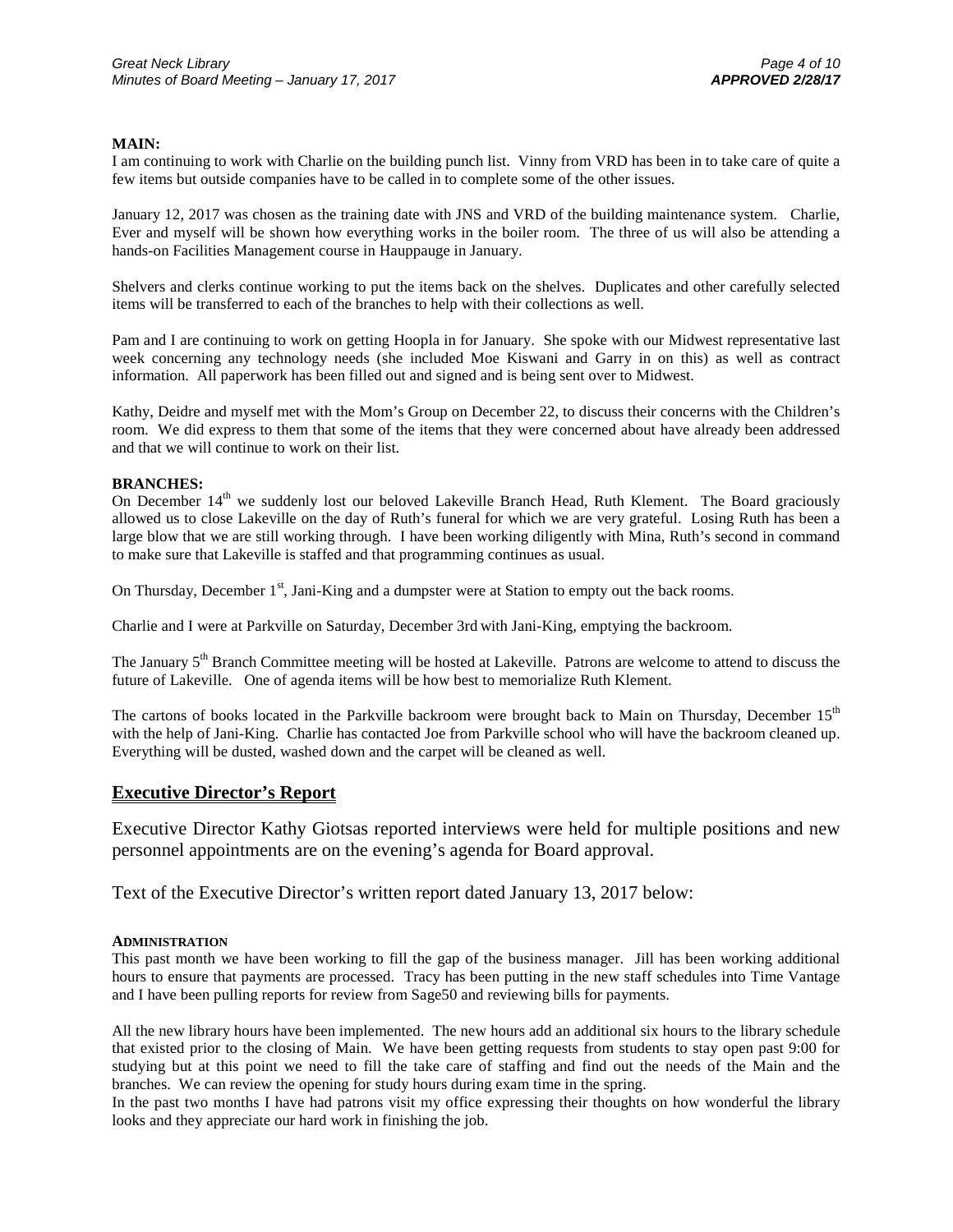**MAIN:**

I am continuing to work with Charlie on the building punch list. Vinny from VRD has been in to take care of quite a few items but outside companies have to be called in to complete some of the other issues.

January 12, 2017 was chosen as the training date with JNS and VRD of the building maintenance system. Charlie, Ever and myself will be shown how everything works in the boiler room. The three of us will also be attending a hands-on Facilities Management course in Hauppauge in January.

Shelvers and clerks continue working to put the items back on the shelves. Duplicates and other carefully selected items will be transferred to each of the branches to help with their collections as well.

Pam and I are continuing to work on getting Hoopla in for January. She spoke with our Midwest representative last week concerning any technology needs (she included Moe Kiswani and Garry in on this) as well as contract information. All paperwork has been filled out and signed and is being sent over to Midwest.

Kathy, Deidre and myself met with the Mom's Group on December 22, to discuss their concerns with the Children's room. We did express to them that some of the items that they were concerned about have already been addressed and that we will continue to work on their list.

**BRANCHES:**

On December 14th we suddenly lost our beloved Lakeville Branch Head, Ruth Klement. The Board graciously allowed us to close Lakeville on the day of Ruth's funeral for which we are very grateful. Losing Ruth has been a large blow that we are still working through. I have been working diligently with Mina, Ruth's second in command to make sure that Lakeville is staffed and that programming continues as usual.

On Thursday, December 1st, Jani-King and a dumpster were at Station to empty out the back rooms.

Charlie and I were at Parkville on Saturday, December 3rd with Jani-King, emptying the backroom.

The January 5th Branch Committee meeting will be hosted at Lakeville. Patrons are welcome to attend to discuss the future of Lakeville. One of agenda items will be how best to memorialize Ruth Klement.

The cartons of books located in the Parkville backroom were brought back to Main on Thursday, December 15th with the help of Jani-King. Charlie has contacted Joe from Parkville school who will have the backroom cleaned up. Everything will be dusted, washed down and the carpet will be cleaned as well.

## Executive Director's Report

Executive Director Kathy Giotsas reported interviews were held for multiple positions and new personnel appointments are on the evening's agenda for Board approval.

Text of the Executive Director's written report dated January 13, 2017 below:

**ADMINISTRATION**

This past month we have been working to fill the gap of the business manager. Jill has been working additional hours to ensure that payments are processed. Tracy has been putting in the new staff schedules into Time Vantage and I have been pulling reports for review from Sage50 and reviewing bills for payments.

All the new library hours have been implemented. The new hours add an additional six hours to the library schedule that existed prior to the closing of Main. We have been getting requests from students to stay open past 9:00 for studying but at this point we need to fill the take care of staffing and find out the needs of the Main and the branches. We can review the opening for study hours during exam time in the spring.

In the past two months I have had patrons visit my office expressing their thoughts on how wonderful the library looks and they appreciate our hard work in finishing the job.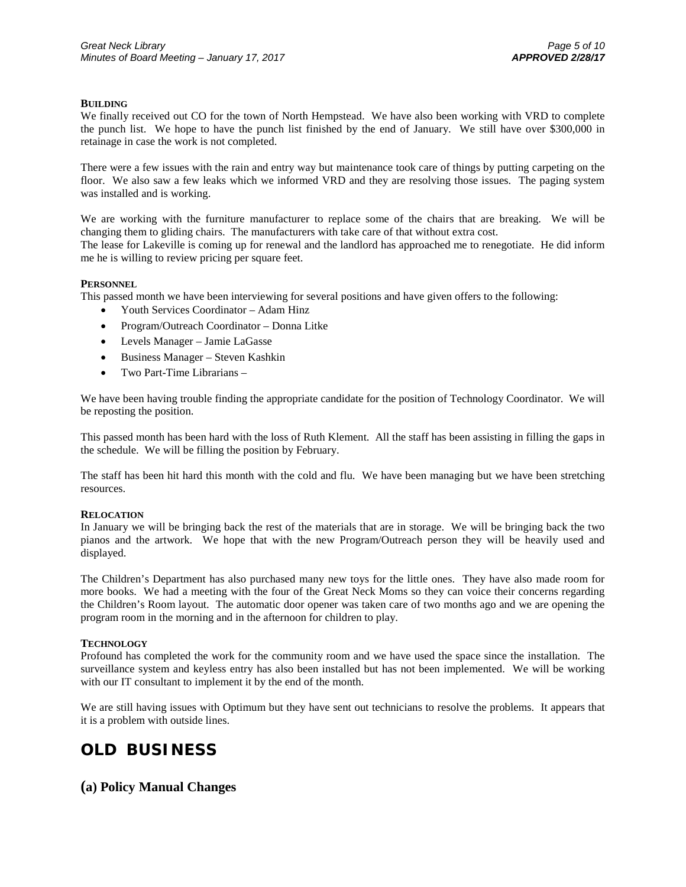**BUILDING**

We finally received out CO for the town of North Hempstead. We have also been working with VRD to complete the punch list. We hope to have the punch list finished by the end of January. We still have over $300,000 in retainage in case the work is not completed.

There were a few issues with the rain and entry way but maintenance took care of things by putting carpeting on the floor. We also saw a few leaks which we informed VRD and they are resolving those issues. The paging system was installed and is working.

We are working with the furniture manufacturer to replace some of the chairs that are breaking. We will be changing them to gliding chairs. The manufacturers with take care of that without extra cost.
The lease for Lakeville is coming up for renewal and the landlord has approached me to renegotiate. He did inform me he is willing to review pricing per square feet.

**PERSONNEL**

This passed month we have been interviewing for several positions and have given offers to the following:

- Youth Services Coordinator – Adam Hinz
- Program/Outreach Coordinator – Donna Litke
- Levels Manager – Jamie LaGasse
- Business Manager – Steven Kashkin
- Two Part-Time Librarians –

We have been having trouble finding the appropriate candidate for the position of Technology Coordinator. We will be reposting the position.

This passed month has been hard with the loss of Ruth Klement. All the staff has been assisting in filling the gaps in the schedule. We will be filling the position by February.

The staff has been hit hard this month with the cold and flu. We have been managing but we have been stretching resources.

**RELOCATION**

In January we will be bringing back the rest of the materials that are in storage. We will be bringing back the two pianos and the artwork. We hope that with the new Program/Outreach person they will be heavily used and displayed.

The Children's Department has also purchased many new toys for the little ones. They have also made room for more books. We had a meeting with the four of the Great Neck Moms so they can voice their concerns regarding the Children's Room layout. The automatic door opener was taken care of two months ago and we are opening the program room in the morning and in the afternoon for children to play.

**TECHNOLOGY**

Profound has completed the work for the community room and we have used the space since the installation. The surveillance system and keyless entry has also been installed but has not been implemented. We will be working with our IT consultant to implement it by the end of the month.

We are still having issues with Optimum but they have sent out technicians to resolve the problems. It appears that it is a problem with outside lines.

# OLD BUSINESS

## (a) Policy Manual Changes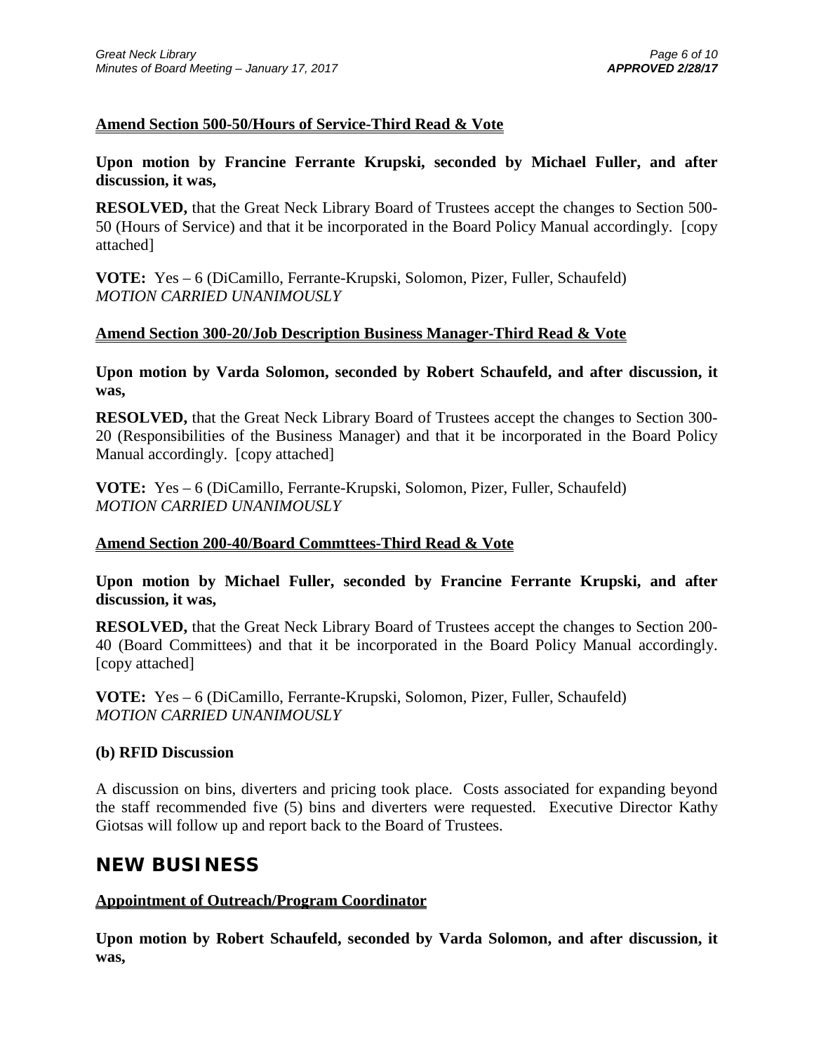**Amend Section 500-50/Hours of Service-Third Read & Vote**

**Upon motion by Francine Ferrante Krupski, seconded by Michael Fuller, and after discussion, it was,**

**RESOLVED,** that the Great Neck Library Board of Trustees accept the changes to Section 500-50 (Hours of Service) and that it be incorporated in the Board Policy Manual accordingly. [copy attached]

**VOTE:** Yes – 6 (DiCamillo, Ferrante-Krupski, Solomon, Pizer, Fuller, Schaufeld)
*MOTION CARRIED UNANIMOUSLY*

**Amend Section 300-20/Job Description Business Manager-Third Read & Vote**

**Upon motion by Varda Solomon, seconded by Robert Schaufeld, and after discussion, it was,**

**RESOLVED,** that the Great Neck Library Board of Trustees accept the changes to Section 300-20 (Responsibilities of the Business Manager) and that it be incorporated in the Board Policy Manual accordingly. [copy attached]

**VOTE:** Yes – 6 (DiCamillo, Ferrante-Krupski, Solomon, Pizer, Fuller, Schaufeld)
*MOTION CARRIED UNANIMOUSLY*

**Amend Section 200-40/Board Commttees-Third Read & Vote**

**Upon motion by Michael Fuller, seconded by Francine Ferrante Krupski, and after discussion, it was,**

**RESOLVED,** that the Great Neck Library Board of Trustees accept the changes to Section 200-40 (Board Committees) and that it be incorporated in the Board Policy Manual accordingly. [copy attached]

**VOTE:** Yes – 6 (DiCamillo, Ferrante-Krupski, Solomon, Pizer, Fuller, Schaufeld)
*MOTION CARRIED UNANIMOUSLY*

**(b) RFID Discussion**

A discussion on bins, diverters and pricing took place. Costs associated for expanding beyond the staff recommended five (5) bins and diverters were requested. Executive Director Kathy Giotsas will follow up and report back to the Board of Trustees.

## NEW BUSINESS

**Appointment of Outreach/Program Coordinator**

**Upon motion by Robert Schaufeld, seconded by Varda Solomon, and after discussion, it was,**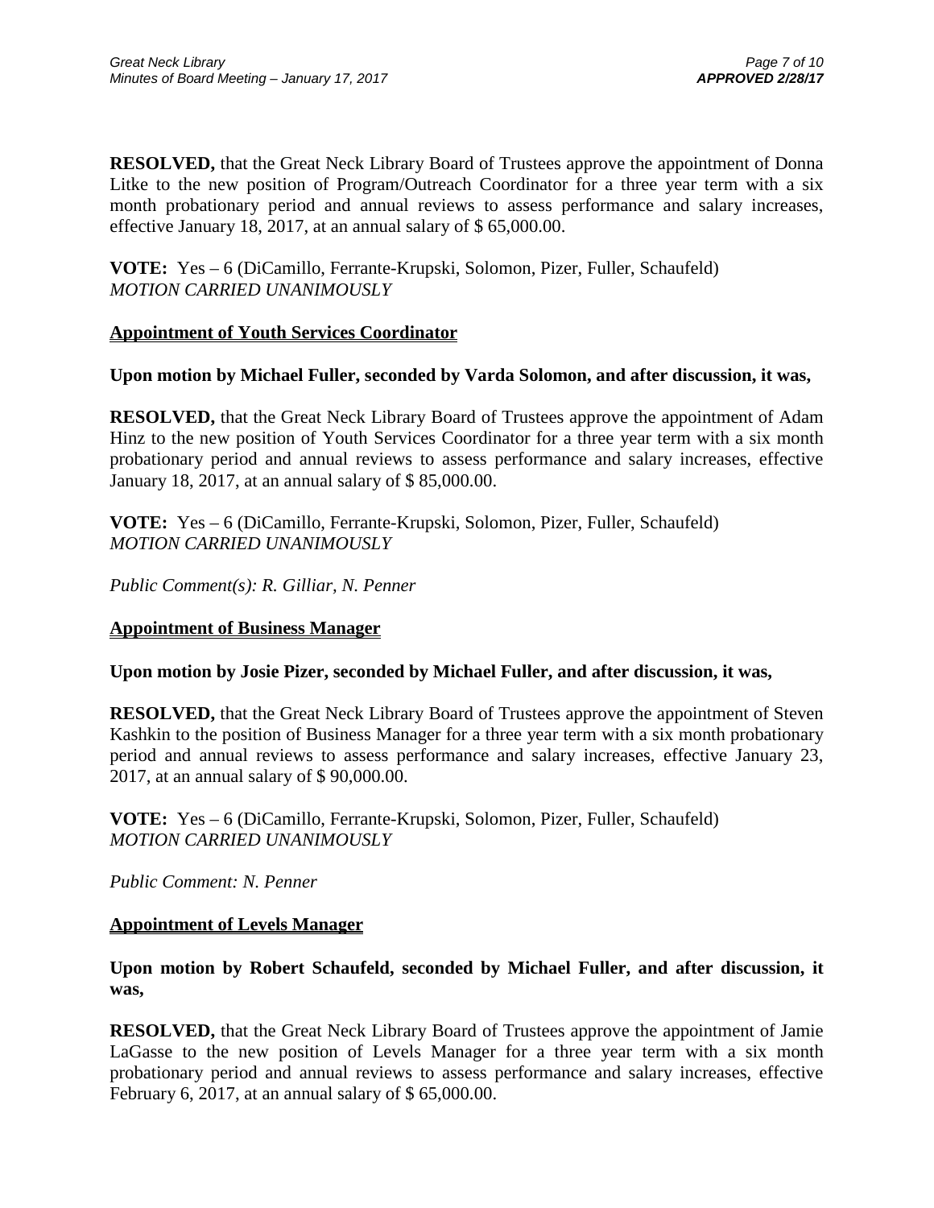**RESOLVED,** that the Great Neck Library Board of Trustees approve the appointment of Donna Litke to the new position of Program/Outreach Coordinator for a three year term with a six month probationary period and annual reviews to assess performance and salary increases, effective January 18, 2017, at an annual salary of $ 65,000.00.

**VOTE:** Yes – 6 (DiCamillo, Ferrante-Krupski, Solomon, Pizer, Fuller, Schaufeld)
*MOTION CARRIED UNANIMOUSLY*

**Appointment of Youth Services Coordinator**

**Upon motion by Michael Fuller, seconded by Varda Solomon, and after discussion, it was,**

**RESOLVED,** that the Great Neck Library Board of Trustees approve the appointment of Adam Hinz to the new position of Youth Services Coordinator for a three year term with a six month probationary period and annual reviews to assess performance and salary increases, effective January 18, 2017, at an annual salary of $ 85,000.00.

**VOTE:** Yes – 6 (DiCamillo, Ferrante-Krupski, Solomon, Pizer, Fuller, Schaufeld)
*MOTION CARRIED UNANIMOUSLY*

*Public Comment(s): R. Gilliar, N. Penner*

**Appointment of Business Manager**

**Upon motion by Josie Pizer, seconded by Michael Fuller, and after discussion, it was,**

**RESOLVED,** that the Great Neck Library Board of Trustees approve the appointment of Steven Kashkin to the position of Business Manager for a three year term with a six month probationary period and annual reviews to assess performance and salary increases, effective January 23, 2017, at an annual salary of $ 90,000.00.

**VOTE:** Yes – 6 (DiCamillo, Ferrante-Krupski, Solomon, Pizer, Fuller, Schaufeld)
*MOTION CARRIED UNANIMOUSLY*

*Public Comment: N. Penner*

**Appointment of Levels Manager**

**Upon motion by Robert Schaufeld, seconded by Michael Fuller, and after discussion, it was,**

**RESOLVED,** that the Great Neck Library Board of Trustees approve the appointment of Jamie LaGasse to the new position of Levels Manager for a three year term with a six month probationary period and annual reviews to assess performance and salary increases, effective February 6, 2017, at an annual salary of $ 65,000.00.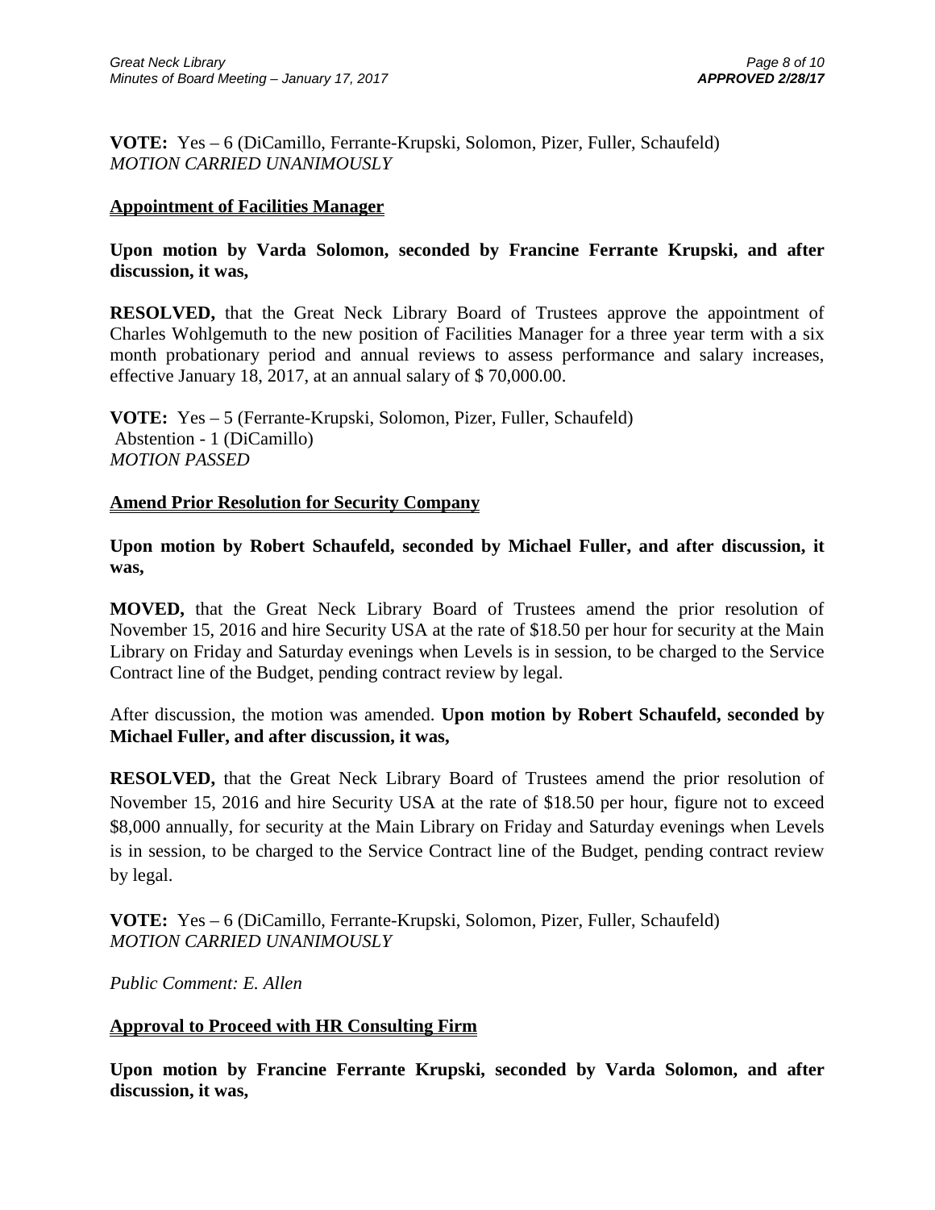**VOTE:** Yes – 6 (DiCamillo, Ferrante-Krupski, Solomon, Pizer, Fuller, Schaufeld)
*MOTION CARRIED UNANIMOUSLY*

## Appointment of Facilities Manager

**Upon motion by Varda Solomon, seconded by Francine Ferrante Krupski, and after discussion, it was,**

**RESOLVED,** that the Great Neck Library Board of Trustees approve the appointment of Charles Wohlgemuth to the new position of Facilities Manager for a three year term with a six month probationary period and annual reviews to assess performance and salary increases, effective January 18, 2017, at an annual salary of $ 70,000.00.

**VOTE:** Yes – 5 (Ferrante-Krupski, Solomon, Pizer, Fuller, Schaufeld)
Abstention - 1 (DiCamillo)
*MOTION PASSED*

## Amend Prior Resolution for Security Company

**Upon motion by Robert Schaufeld, seconded by Michael Fuller, and after discussion, it was,**

**MOVED,** that the Great Neck Library Board of Trustees amend the prior resolution of November 15, 2016 and hire Security USA at the rate of $18.50 per hour for security at the Main Library on Friday and Saturday evenings when Levels is in session, to be charged to the Service Contract line of the Budget, pending contract review by legal.

After discussion, the motion was amended. **Upon motion by Robert Schaufeld, seconded by Michael Fuller, and after discussion, it was,**

**RESOLVED,** that the Great Neck Library Board of Trustees amend the prior resolution of November 15, 2016 and hire Security USA at the rate of $18.50 per hour, figure not to exceed $8,000 annually, for security at the Main Library on Friday and Saturday evenings when Levels is in session, to be charged to the Service Contract line of the Budget, pending contract review by legal.

**VOTE:** Yes – 6 (DiCamillo, Ferrante-Krupski, Solomon, Pizer, Fuller, Schaufeld)
*MOTION CARRIED UNANIMOUSLY*

*Public Comment: E. Allen*

## Approval to Proceed with HR Consulting Firm

**Upon motion by Francine Ferrante Krupski, seconded by Varda Solomon, and after discussion, it was,**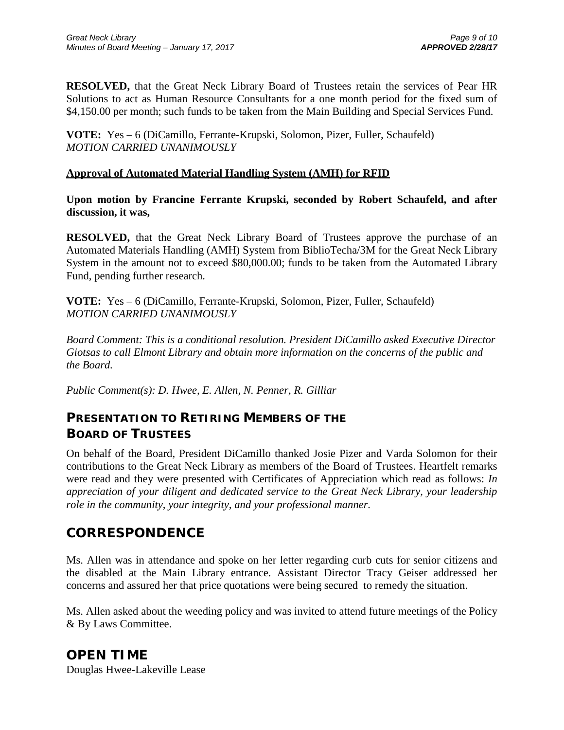**RESOLVED,** that the Great Neck Library Board of Trustees retain the services of Pear HR Solutions to act as Human Resource Consultants for a one month period for the fixed sum of $4,150.00 per month; such funds to be taken from the Main Building and Special Services Fund.

**VOTE:** Yes – 6 (DiCamillo, Ferrante-Krupski, Solomon, Pizer, Fuller, Schaufeld)
*MOTION CARRIED UNANIMOUSLY*

**Approval of Automated Material Handling System (AMH) for RFID**

**Upon motion by Francine Ferrante Krupski, seconded by Robert Schaufeld, and after discussion, it was,**

**RESOLVED,** that the Great Neck Library Board of Trustees approve the purchase of an Automated Materials Handling (AMH) System from BiblioTecha/3M for the Great Neck Library System in the amount not to exceed $80,000.00; funds to be taken from the Automated Library Fund, pending further research.

**VOTE:** Yes – 6 (DiCamillo, Ferrante-Krupski, Solomon, Pizer, Fuller, Schaufeld)
*MOTION CARRIED UNANIMOUSLY*

*Board Comment: This is a conditional resolution. President DiCamillo asked Executive Director Giotsas to call Elmont Library and obtain more information on the concerns of the public and the Board.*

*Public Comment(s): D. Hwee, E. Allen, N. Penner, R. Gilliar*

## PRESENTATION TO RETIRING MEMBERS OF THE BOARD OF TRUSTEES

On behalf of the Board, President DiCamillo thanked Josie Pizer and Varda Solomon for their contributions to the Great Neck Library as members of the Board of Trustees. Heartfelt remarks were read and they were presented with Certificates of Appreciation which read as follows: *In appreciation of your diligent and dedicated service to the Great Neck Library, your leadership role in the community, your integrity, and your professional manner.*

# CORRESPONDENCE

Ms. Allen was in attendance and spoke on her letter regarding curb cuts for senior citizens and the disabled at the Main Library entrance. Assistant Director Tracy Geiser addressed her concerns and assured her that price quotations were being secured to remedy the situation.

Ms. Allen asked about the weeding policy and was invited to attend future meetings of the Policy & By Laws Committee.

# OPEN TIME

Douglas Hwee-Lakeville Lease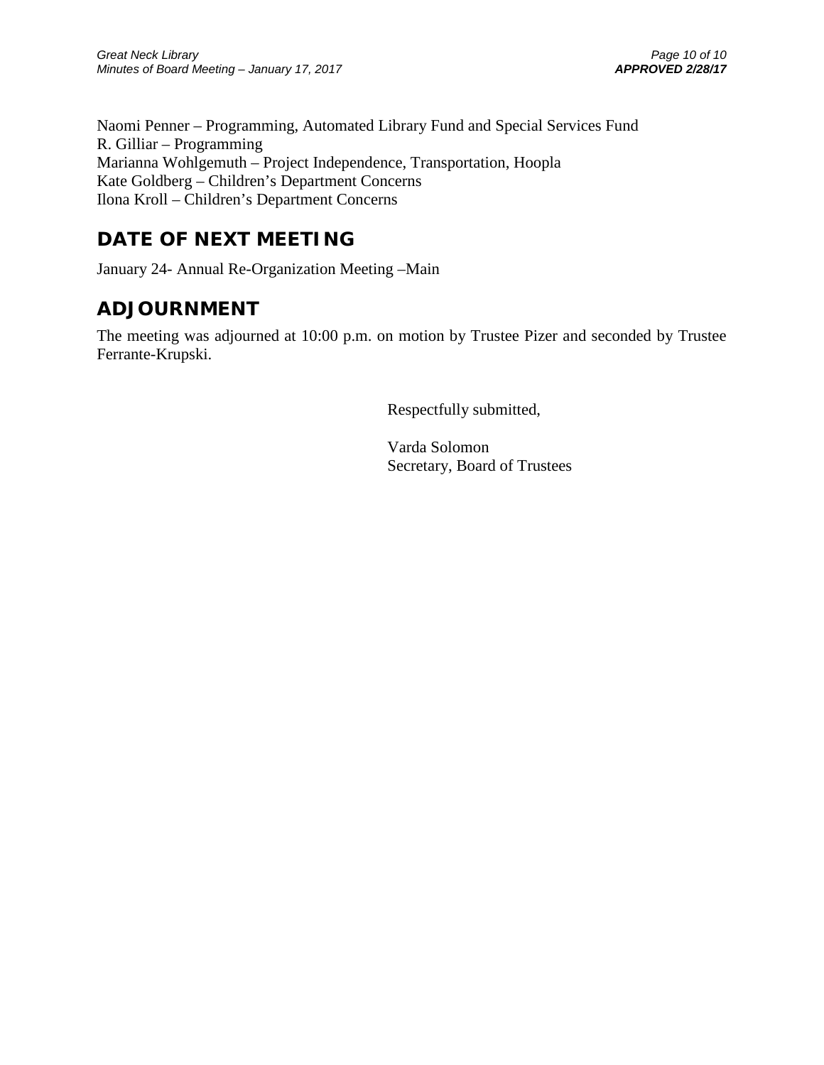Naomi Penner – Programming, Automated Library Fund and Special Services Fund
R. Gilliar – Programming
Marianna Wohlgemuth – Project Independence, Transportation, Hoopla
Kate Goldberg – Children's Department Concerns
Ilona Kroll – Children's Department Concerns

## DATE OF NEXT MEETING

January 24- Annual Re-Organization Meeting –Main

## ADJOURNMENT

The meeting was adjourned at 10:00 p.m. on motion by Trustee Pizer and seconded by Trustee Ferrante-Krupski.

Respectfully submitted,

Varda Solomon
Secretary, Board of Trustees